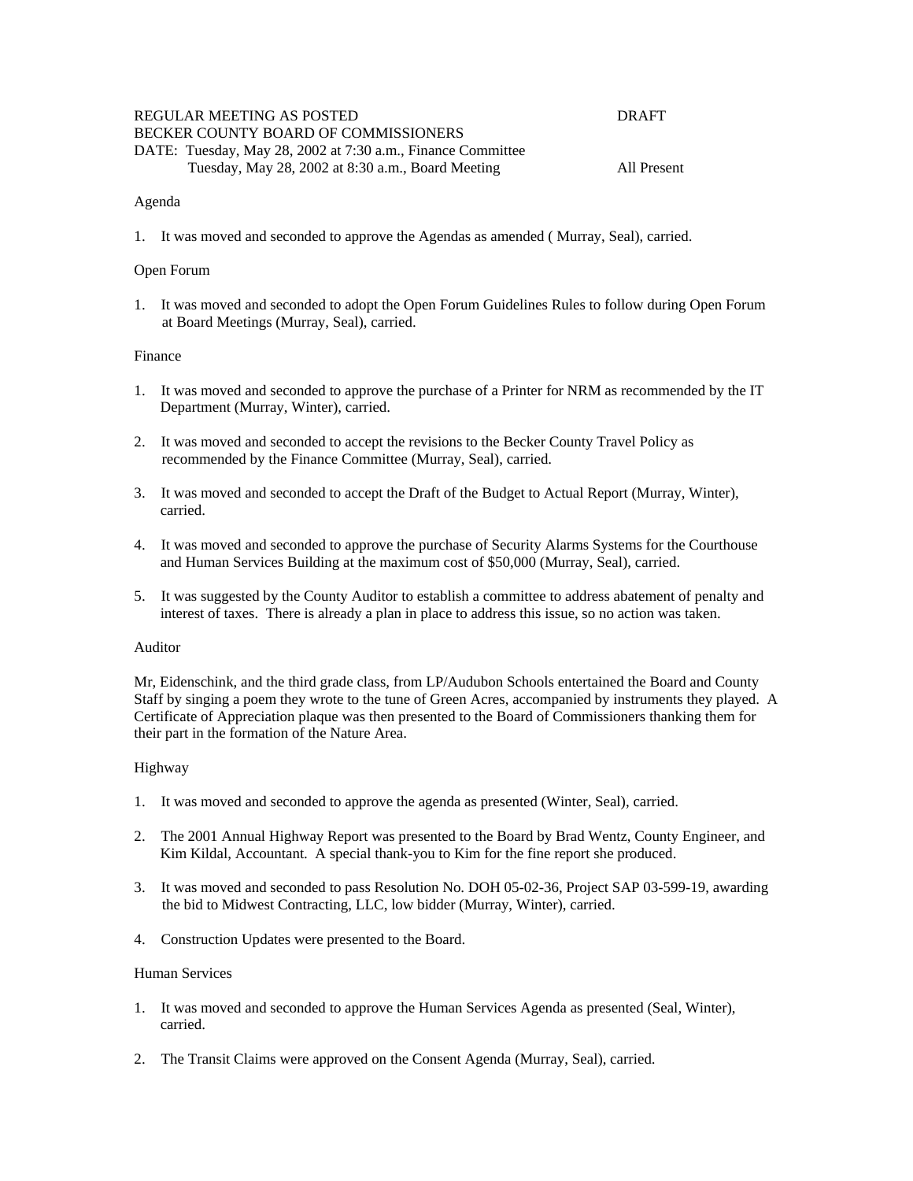REGULAR MEETING AS POSTED DRAFT
BECKER COUNTY BOARD OF COMMISSIONERS
DATE: Tuesday, May 28, 2002 at 7:30 a.m., Finance Committee
Tuesday, May 28, 2002 at 8:30 a.m., Board Meeting All Present

Agenda

1. It was moved and seconded to approve the Agendas as amended ( Murray, Seal), carried.

Open Forum

1. It was moved and seconded to adopt the Open Forum Guidelines Rules to follow during Open Forum at Board Meetings (Murray, Seal), carried.

Finance

1. It was moved and seconded to approve the purchase of a Printer for NRM as recommended by the IT Department (Murray, Winter), carried.
2. It was moved and seconded to accept the revisions to the Becker County Travel Policy as recommended by the Finance Committee (Murray, Seal), carried.
3. It was moved and seconded to accept the Draft of the Budget to Actual Report (Murray, Winter), carried.
4. It was moved and seconded to approve the purchase of Security Alarms Systems for the Courthouse and Human Services Building at the maximum cost of $50,000 (Murray, Seal), carried.
5. It was suggested by the County Auditor to establish a committee to address abatement of penalty and interest of taxes. There is already a plan in place to address this issue, so no action was taken.

Auditor

Mr, Eidenschink, and the third grade class, from LP/Audubon Schools entertained the Board and County Staff by singing a poem they wrote to the tune of Green Acres, accompanied by instruments they played. A Certificate of Appreciation plaque was then presented to the Board of Commissioners thanking them for their part in the formation of the Nature Area.

Highway

1. It was moved and seconded to approve the agenda as presented (Winter, Seal), carried.
2. The 2001 Annual Highway Report was presented to the Board by Brad Wentz, County Engineer, and Kim Kildal, Accountant. A special thank-you to Kim for the fine report she produced.
3. It was moved and seconded to pass Resolution No. DOH 05-02-36, Project SAP 03-599-19, awarding the bid to Midwest Contracting, LLC, low bidder (Murray, Winter), carried.
4. Construction Updates were presented to the Board.

Human Services

1. It was moved and seconded to approve the Human Services Agenda as presented (Seal, Winter), carried.
2. The Transit Claims were approved on the Consent Agenda (Murray, Seal), carried.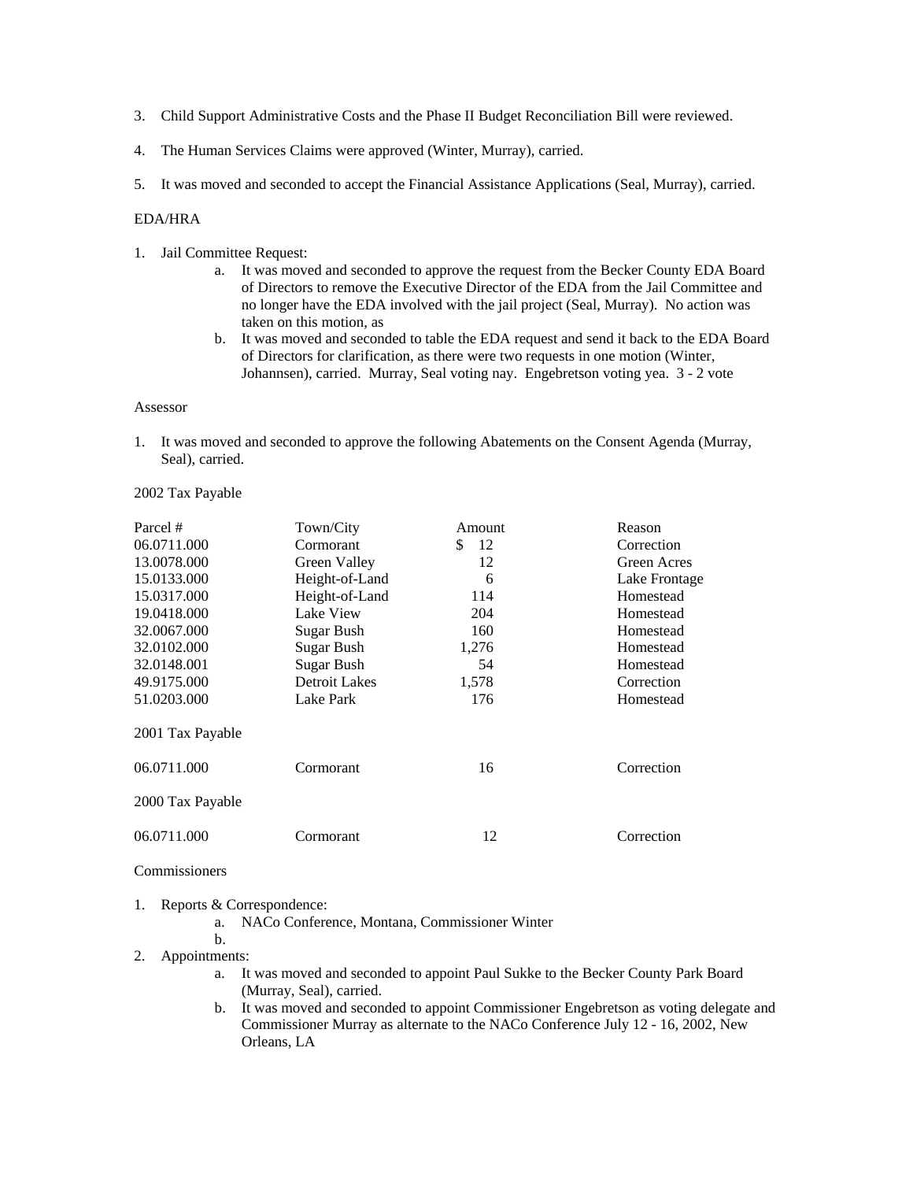3. Child Support Administrative Costs and the Phase II Budget Reconciliation Bill were reviewed.

4. The Human Services Claims were approved (Winter, Murray), carried.

5. It was moved and seconded to accept the Financial Assistance Applications (Seal, Murray), carried.

EDA/HRA

1. Jail Committee Request:
   a. It was moved and seconded to approve the request from the Becker County EDA Board of Directors to remove the Executive Director of the EDA from the Jail Committee and no longer have the EDA involved with the jail project (Seal, Murray). No action was taken on this motion, as
   b. It was moved and seconded to table the EDA request and send it back to the EDA Board of Directors for clarification, as there were two requests in one motion (Winter, Johannsen), carried. Murray, Seal voting nay. Engebretson voting yea. 3 - 2 vote

Assessor

1. It was moved and seconded to approve the following Abatements on the Consent Agenda (Murray, Seal), carried.

2002 Tax Payable

| Parcel # | Town/City | Amount | Reason |
|---|---|---|---|
| 06.0711.000 | Cormorant | $ 12 | Correction |
| 13.0078.000 | Green Valley | 12 | Green Acres |
| 15.0133.000 | Height-of-Land | 6 | Lake Frontage |
| 15.0317.000 | Height-of-Land | 114 | Homestead |
| 19.0418.000 | Lake View | 204 | Homestead |
| 32.0067.000 | Sugar Bush | 160 | Homestead |
| 32.0102.000 | Sugar Bush | 1,276 | Homestead |
| 32.0148.001 | Sugar Bush | 54 | Homestead |
| 49.9175.000 | Detroit Lakes | 1,578 | Correction |
| 51.0203.000 | Lake Park | 176 | Homestead |

2001 Tax Payable

| Parcel # | Town/City | Amount | Reason |
|---|---|---|---|
| 06.0711.000 | Cormorant | 16 | Correction |

2000 Tax Payable

| Parcel # | Town/City | Amount | Reason |
|---|---|---|---|
| 06.0711.000 | Cormorant | 12 | Correction |

Commissioners

1. Reports & Correspondence:
   a. NACo Conference, Montana, Commissioner Winter
   b.
2. Appointments:
   a. It was moved and seconded to appoint Paul Sukke to the Becker County Park Board (Murray, Seal), carried.
   b. It was moved and seconded to appoint Commissioner Engebretson as voting delegate and Commissioner Murray as alternate to the NACo Conference July 12 - 16, 2002, New Orleans, LA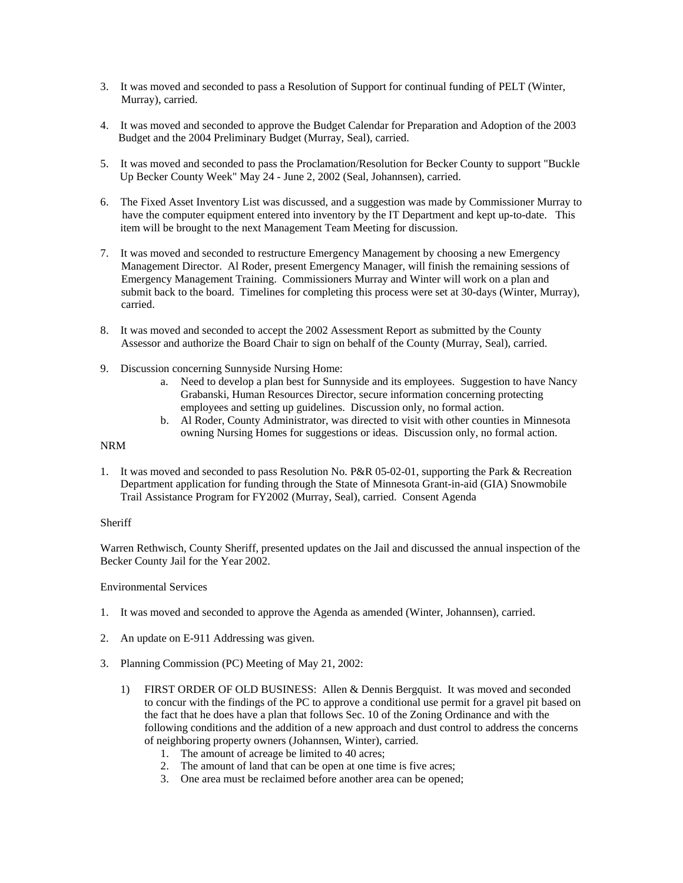3. It was moved and seconded to pass a Resolution of Support for continual funding of PELT (Winter, Murray), carried.

4. It was moved and seconded to approve the Budget Calendar for Preparation and Adoption of the 2003 Budget and the 2004 Preliminary Budget (Murray, Seal), carried.

5. It was moved and seconded to pass the Proclamation/Resolution for Becker County to support "Buckle Up Becker County Week" May 24 - June 2, 2002 (Seal, Johannsen), carried.

6. The Fixed Asset Inventory List was discussed, and a suggestion was made by Commissioner Murray to have the computer equipment entered into inventory by the IT Department and kept up-to-date. This item will be brought to the next Management Team Meeting for discussion.

7. It was moved and seconded to restructure Emergency Management by choosing a new Emergency Management Director. Al Roder, present Emergency Manager, will finish the remaining sessions of Emergency Management Training. Commissioners Murray and Winter will work on a plan and submit back to the board. Timelines for completing this process were set at 30-days (Winter, Murray), carried.

8. It was moved and seconded to accept the 2002 Assessment Report as submitted by the County Assessor and authorize the Board Chair to sign on behalf of the County (Murray, Seal), carried.

9. Discussion concerning Sunnyside Nursing Home:
   a. Need to develop a plan best for Sunnyside and its employees. Suggestion to have Nancy Grabanski, Human Resources Director, secure information concerning protecting employees and setting up guidelines. Discussion only, no formal action.
   b. Al Roder, County Administrator, was directed to visit with other counties in Minnesota owning Nursing Homes for suggestions or ideas. Discussion only, no formal action.

NRM

1. It was moved and seconded to pass Resolution No. P&R 05-02-01, supporting the Park & Recreation Department application for funding through the State of Minnesota Grant-in-aid (GIA) Snowmobile Trail Assistance Program for FY2002 (Murray, Seal), carried. Consent Agenda

Sheriff

Warren Rethwisch, County Sheriff, presented updates on the Jail and discussed the annual inspection of the Becker County Jail for the Year 2002.

Environmental Services

1. It was moved and seconded to approve the Agenda as amended (Winter, Johannsen), carried.

2. An update on E-911 Addressing was given.

3. Planning Commission (PC) Meeting of May 21, 2002:

   1) FIRST ORDER OF OLD BUSINESS: Allen & Dennis Bergquist. It was moved and seconded to concur with the findings of the PC to approve a conditional use permit for a gravel pit based on the fact that he does have a plan that follows Sec. 10 of the Zoning Ordinance and with the following conditions and the addition of a new approach and dust control to address the concerns of neighboring property owners (Johannsen, Winter), carried.
      1. The amount of acreage be limited to 40 acres;
      2. The amount of land that can be open at one time is five acres;
      3. One area must be reclaimed before another area can be opened;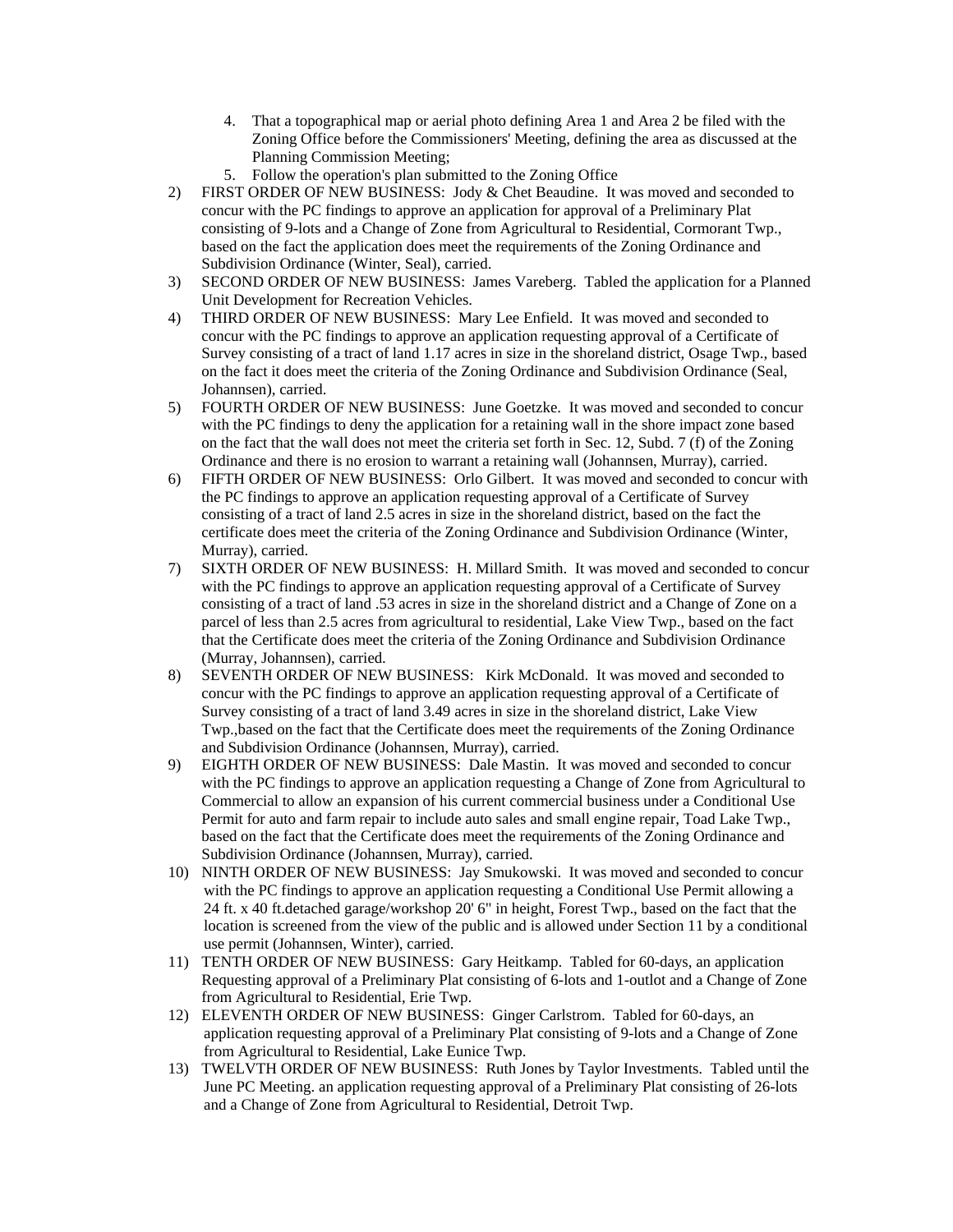4. That a topographical map or aerial photo defining Area 1 and Area 2 be filed with the Zoning Office before the Commissioners' Meeting, defining the area as discussed at the Planning Commission Meeting;
5. Follow the operation's plan submitted to the Zoning Office

2) FIRST ORDER OF NEW BUSINESS: Jody & Chet Beaudine. It was moved and seconded to concur with the PC findings to approve an application for approval of a Preliminary Plat consisting of 9-lots and a Change of Zone from Agricultural to Residential, Cormorant Twp., based on the fact the application does meet the requirements of the Zoning Ordinance and Subdivision Ordinance (Winter, Seal), carried.
3) SECOND ORDER OF NEW BUSINESS: James Vareberg. Tabled the application for a Planned Unit Development for Recreation Vehicles.
4) THIRD ORDER OF NEW BUSINESS: Mary Lee Enfield. It was moved and seconded to concur with the PC findings to approve an application requesting approval of a Certificate of Survey consisting of a tract of land 1.17 acres in size in the shoreland district, Osage Twp., based on the fact it does meet the criteria of the Zoning Ordinance and Subdivision Ordinance (Seal, Johannsen), carried.
5) FOURTH ORDER OF NEW BUSINESS: June Goetzke. It was moved and seconded to concur with the PC findings to deny the application for a retaining wall in the shore impact zone based on the fact that the wall does not meet the criteria set forth in Sec. 12, Subd. 7 (f) of the Zoning Ordinance and there is no erosion to warrant a retaining wall (Johannsen, Murray), carried.
6) FIFTH ORDER OF NEW BUSINESS: Orlo Gilbert. It was moved and seconded to concur with the PC findings to approve an application requesting approval of a Certificate of Survey consisting of a tract of land 2.5 acres in size in the shoreland district, based on the fact the certificate does meet the criteria of the Zoning Ordinance and Subdivision Ordinance (Winter, Murray), carried.
7) SIXTH ORDER OF NEW BUSINESS: H. Millard Smith. It was moved and seconded to concur with the PC findings to approve an application requesting approval of a Certificate of Survey consisting of a tract of land .53 acres in size in the shoreland district and a Change of Zone on a parcel of less than 2.5 acres from agricultural to residential, Lake View Twp., based on the fact that the Certificate does meet the criteria of the Zoning Ordinance and Subdivision Ordinance (Murray, Johannsen), carried.
8) SEVENTH ORDER OF NEW BUSINESS: Kirk McDonald. It was moved and seconded to concur with the PC findings to approve an application requesting approval of a Certificate of Survey consisting of a tract of land 3.49 acres in size in the shoreland district, Lake View Twp.,based on the fact that the Certificate does meet the requirements of the Zoning Ordinance and Subdivision Ordinance (Johannsen, Murray), carried.
9) EIGHTH ORDER OF NEW BUSINESS: Dale Mastin. It was moved and seconded to concur with the PC findings to approve an application requesting a Change of Zone from Agricultural to Commercial to allow an expansion of his current commercial business under a Conditional Use Permit for auto and farm repair to include auto sales and small engine repair, Toad Lake Twp., based on the fact that the Certificate does meet the requirements of the Zoning Ordinance and Subdivision Ordinance (Johannsen, Murray), carried.
10) NINTH ORDER OF NEW BUSINESS: Jay Smukowski. It was moved and seconded to concur with the PC findings to approve an application requesting a Conditional Use Permit allowing a 24 ft. x 40 ft.detached garage/workshop 20' 6" in height, Forest Twp., based on the fact that the location is screened from the view of the public and is allowed under Section 11 by a conditional use permit (Johannsen, Winter), carried.
11) TENTH ORDER OF NEW BUSINESS: Gary Heitkamp. Tabled for 60-days, an application Requesting approval of a Preliminary Plat consisting of 6-lots and 1-outlot and a Change of Zone from Agricultural to Residential, Erie Twp.
12) ELEVENTH ORDER OF NEW BUSINESS: Ginger Carlstrom. Tabled for 60-days, an application requesting approval of a Preliminary Plat consisting of 9-lots and a Change of Zone from Agricultural to Residential, Lake Eunice Twp.
13) TWELVTH ORDER OF NEW BUSINESS: Ruth Jones by Taylor Investments. Tabled until the June PC Meeting. an application requesting approval of a Preliminary Plat consisting of 26-lots and a Change of Zone from Agricultural to Residential, Detroit Twp.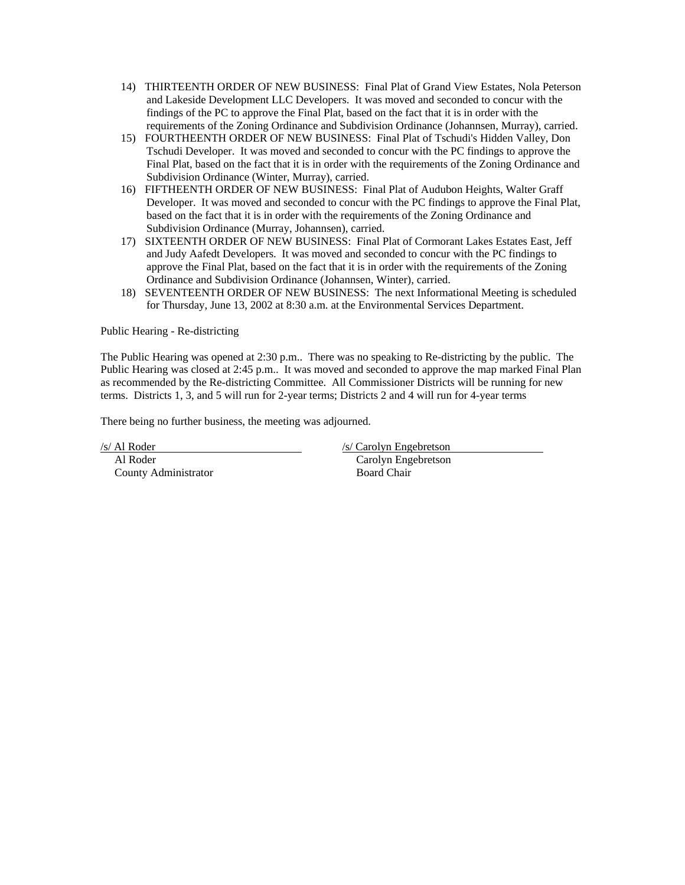14) THIRTEENTH ORDER OF NEW BUSINESS: Final Plat of Grand View Estates, Nola Peterson and Lakeside Development LLC Developers. It was moved and seconded to concur with the findings of the PC to approve the Final Plat, based on the fact that it is in order with the requirements of the Zoning Ordinance and Subdivision Ordinance (Johannsen, Murray), carried.
15) FOURTHEENTH ORDER OF NEW BUSINESS: Final Plat of Tschudi's Hidden Valley, Don Tschudi Developer. It was moved and seconded to concur with the PC findings to approve the Final Plat, based on the fact that it is in order with the requirements of the Zoning Ordinance and Subdivision Ordinance (Winter, Murray), carried.
16) FIFTHEENTH ORDER OF NEW BUSINESS: Final Plat of Audubon Heights, Walter Graff Developer. It was moved and seconded to concur with the PC findings to approve the Final Plat, based on the fact that it is in order with the requirements of the Zoning Ordinance and Subdivision Ordinance (Murray, Johannsen), carried.
17) SIXTEENTH ORDER OF NEW BUSINESS: Final Plat of Cormorant Lakes Estates East, Jeff and Judy Aafedt Developers. It was moved and seconded to concur with the PC findings to approve the Final Plat, based on the fact that it is in order with the requirements of the Zoning Ordinance and Subdivision Ordinance (Johannsen, Winter), carried.
18) SEVENTEENTH ORDER OF NEW BUSINESS: The next Informational Meeting is scheduled for Thursday, June 13, 2002 at 8:30 a.m. at the Environmental Services Department.

Public Hearing - Re-districting

The Public Hearing was opened at 2:30 p.m.. There was no speaking to Re-districting by the public. The Public Hearing was closed at 2:45 p.m.. It was moved and seconded to approve the map marked Final Plan as recommended by the Re-districting Committee. All Commissioner Districts will be running for new terms. Districts 1, 3, and 5 will run for 2-year terms; Districts 2 and 4 will run for 4-year terms

There being no further business, the meeting was adjourned.

/s/ Al Roder
Al Roder
County Administrator

/s/ Carolyn Engebretson
Carolyn Engebretson
Board Chair